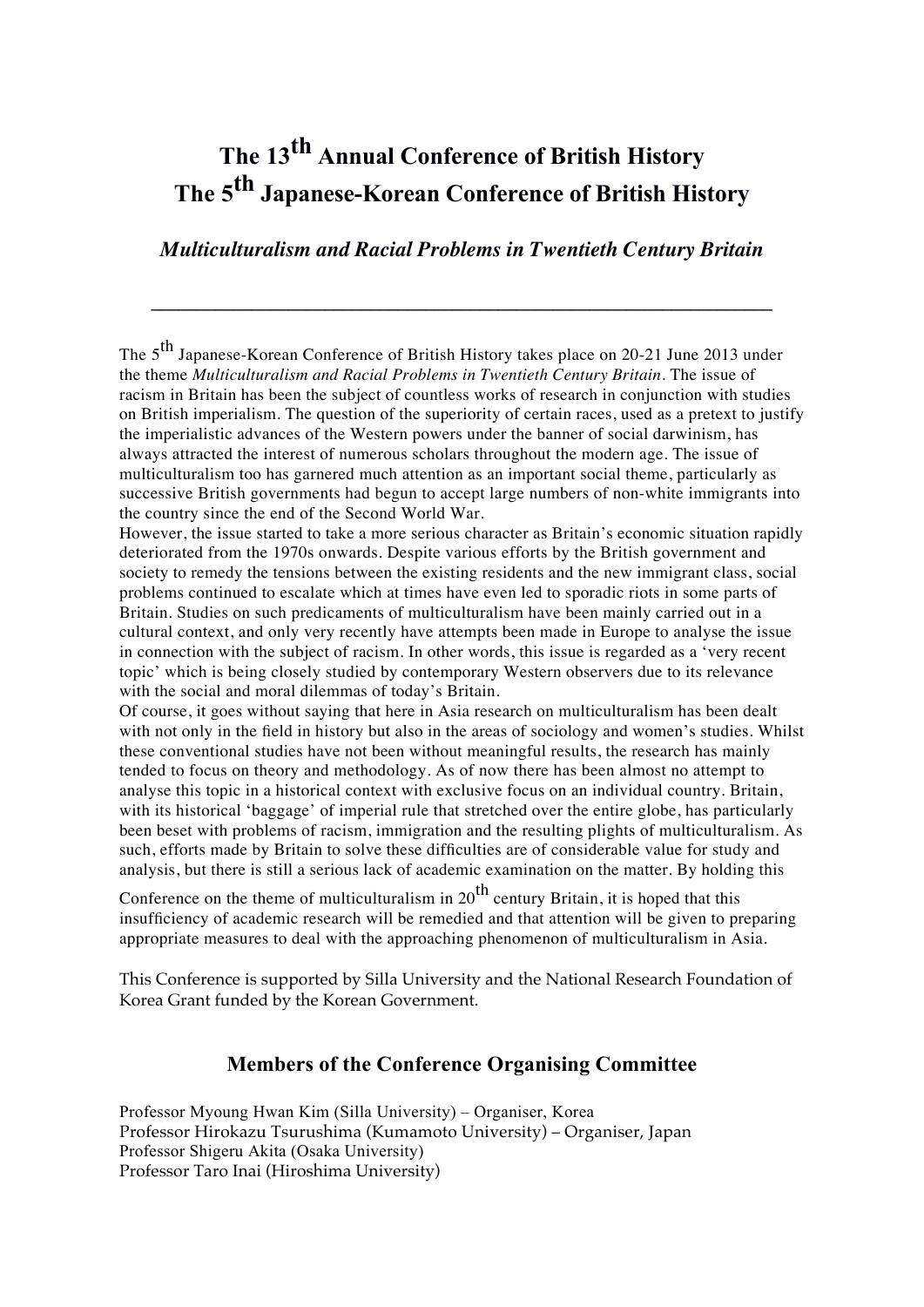# The 13th Annual Conference of British History
# The 5th Japanese-Korean Conference of British History

***Multiculturalism and Racial Problems in Twentieth Century Britain***

---

The 5th Japanese-Korean Conference of British History takes place on 20-21 June 2013 under the theme *Multiculturalism and Racial Problems in Twentieth Century Britain*. The issue of racism in Britain has been the subject of countless works of research in conjunction with studies on British imperialism. The question of the superiority of certain races, used as a pretext to justify the imperialistic advances of the Western powers under the banner of social darwinism, has always attracted the interest of numerous scholars throughout the modern age. The issue of multiculturalism too has garnered much attention as an important social theme, particularly as successive British governments had begun to accept large numbers of non-white immigrants into the country since the end of the Second World War.

However, the issue started to take a more serious character as Britain's economic situation rapidly deteriorated from the 1970s onwards. Despite various efforts by the British government and society to remedy the tensions between the existing residents and the new immigrant class, social problems continued to escalate which at times have even led to sporadic riots in some parts of Britain. Studies on such predicaments of multiculturalism have been mainly carried out in a cultural context, and only very recently have attempts been made in Europe to analyse the issue in connection with the subject of racism. In other words, this issue is regarded as a 'very recent topic' which is being closely studied by contemporary Western observers due to its relevance with the social and moral dilemmas of today's Britain.

Of course, it goes without saying that here in Asia research on multiculturalism has been dealt with not only in the field in history but also in the areas of sociology and women's studies. Whilst these conventional studies have not been without meaningful results, the research has mainly tended to focus on theory and methodology. As of now there has been almost no attempt to analyse this topic in a historical context with exclusive focus on an individual country. Britain, with its historical 'baggage' of imperial rule that stretched over the entire globe, has particularly been beset with problems of racism, immigration and the resulting plights of multiculturalism. As such, efforts made by Britain to solve these difficulties are of considerable value for study and analysis, but there is still a serious lack of academic examination on the matter. By holding this Conference on the theme of multiculturalism in 20th century Britain, it is hoped that this insufficiency of academic research will be remedied and that attention will be given to preparing appropriate measures to deal with the approaching phenomenon of multiculturalism in Asia.

This Conference is supported by Silla University and the National Research Foundation of Korea Grant funded by the Korean Government.

## Members of the Conference Organising Committee

Professor Myoung Hwan Kim (Silla University) – Organiser, Korea
Professor Hirokazu Tsurushima (Kumamoto University) – Organiser, Japan
Professor Shigeru Akita (Osaka University)
Professor Taro Inai (Hiroshima University)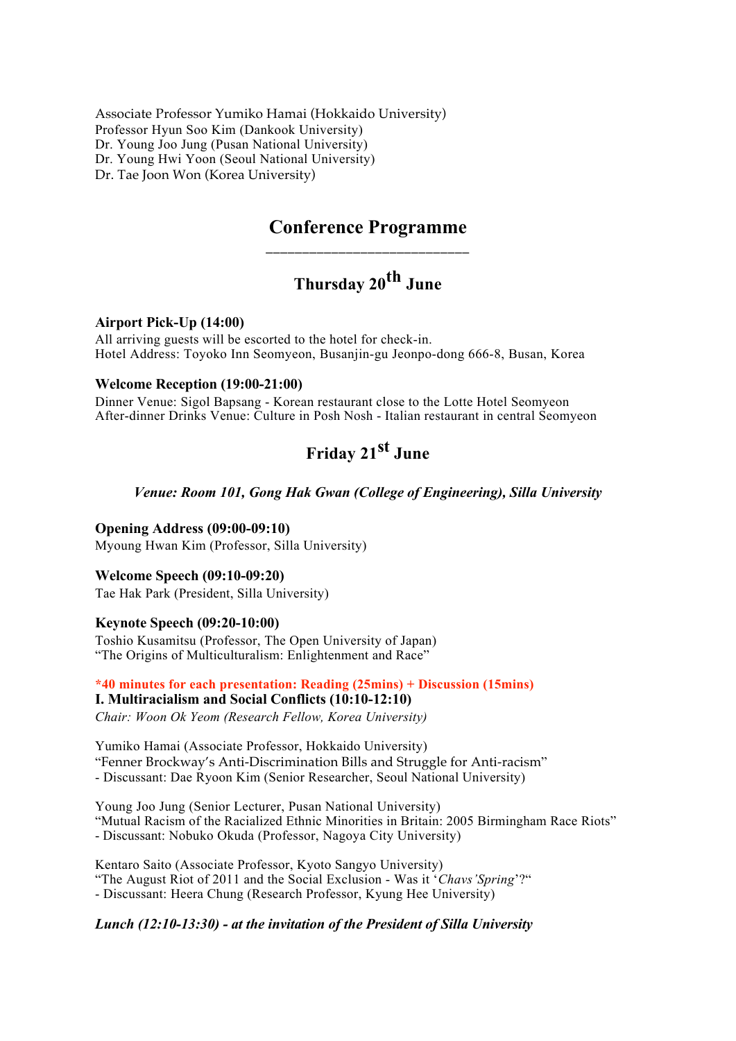Associate Professor Yumiko Hamai (Hokkaido University)
Professor Hyun Soo Kim (Dankook University)
Dr. Young Joo Jung (Pusan National University)
Dr. Young Hwi Yoon (Seoul National University)
Dr. Tae Joon Won (Korea University)

# Conference Programme

## Thursday 20th June

**Airport Pick-Up (14:00)**
All arriving guests will be escorted to the hotel for check-in.
Hotel Address: Toyoko Inn Seomyeon, Busanjin-gu Jeonpo-dong 666-8, Busan, Korea

**Welcome Reception (19:00-21:00)**
Dinner Venue: Sigol Bapsang - Korean restaurant close to the Lotte Hotel Seomyeon
After-dinner Drinks Venue: Culture in Posh Nosh - Italian restaurant in central Seomyeon

## Friday 21st June

***Venue: Room 101, Gong Hak Gwan (College of Engineering), Silla University***

**Opening Address (09:00-09:10)**
Myoung Hwan Kim (Professor, Silla University)

**Welcome Speech (09:10-09:20)**
Tae Hak Park (President, Silla University)

**Keynote Speech (09:20-10:00)**
Toshio Kusamitsu (Professor, The Open University of Japan)
"The Origins of Multiculturalism: Enlightenment and Race"

**\*40 minutes for each presentation: Reading (25mins) + Discussion (15mins)**
**I. Multiracialism and Social Conflicts (10:10-12:10)**
*Chair: Woon Ok Yeom (Research Fellow, Korea University)*

Yumiko Hamai (Associate Professor, Hokkaido University)
"Fenner Brockway's Anti-Discrimination Bills and Struggle for Anti-racism"
- Discussant: Dae Ryoon Kim (Senior Researcher, Seoul National University)

Young Joo Jung (Senior Lecturer, Pusan National University)
"Mutual Racism of the Racialized Ethnic Minorities in Britain: 2005 Birmingham Race Riots"
- Discussant: Nobuko Okuda (Professor, Nagoya City University)

Kentaro Saito (Associate Professor, Kyoto Sangyo University)
"The August Riot of 2011 and the Social Exclusion - Was it '*Chavs'Spring*'?"
- Discussant: Heera Chung (Research Professor, Kyung Hee University)

***Lunch (12:10-13:30) - at the invitation of the President of Silla University***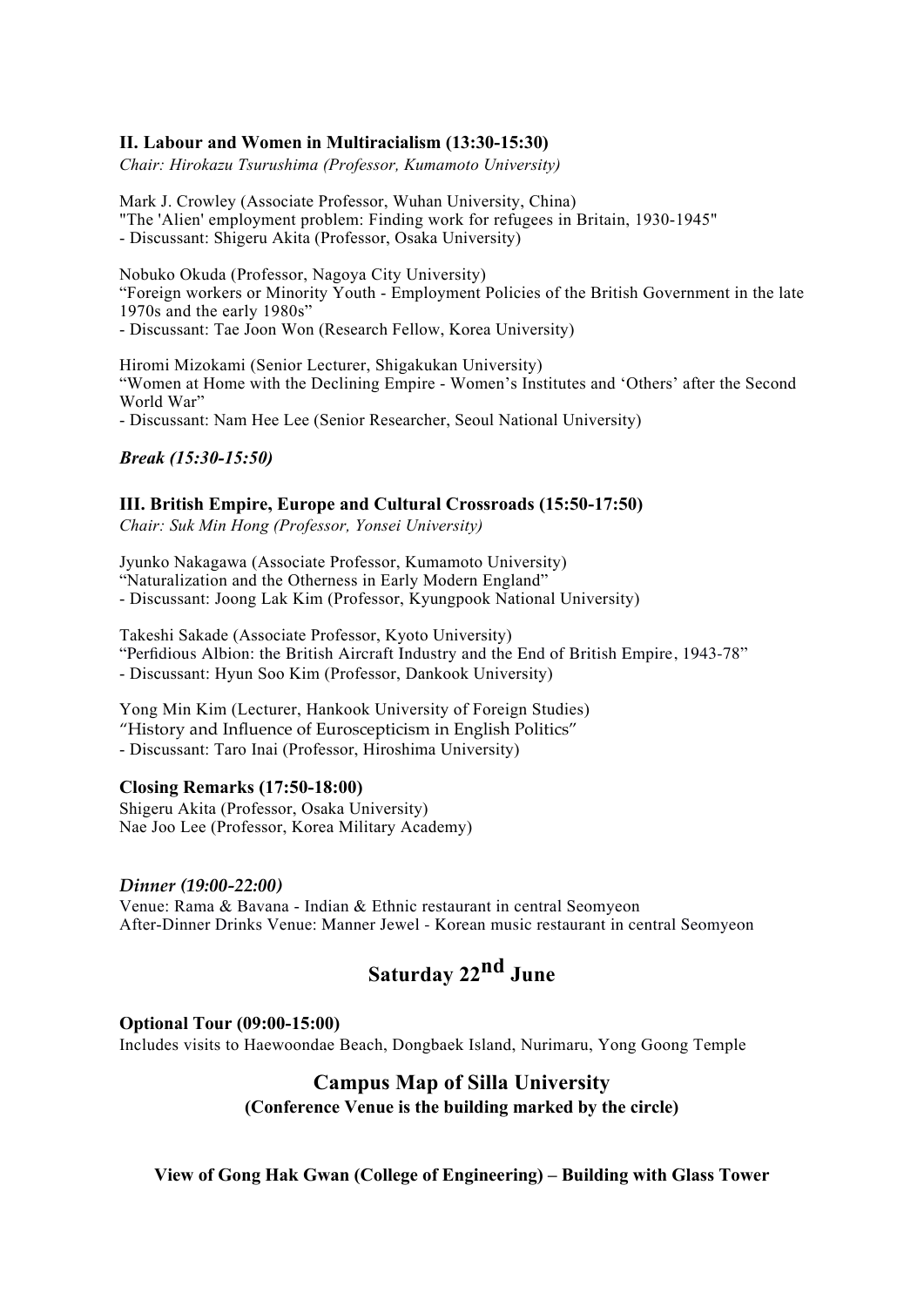**II. Labour and Women in Multiracialism (13:30-15:30)**
*Chair: Hirokazu Tsurushima (Professor, Kumamoto University)*

Mark J. Crowley (Associate Professor, Wuhan University, China)
"The 'Alien' employment problem: Finding work for refugees in Britain, 1930-1945"
- Discussant: Shigeru Akita (Professor, Osaka University)

Nobuko Okuda (Professor, Nagoya City University)
"Foreign workers or Minority Youth - Employment Policies of the British Government in the late 1970s and the early 1980s"
- Discussant: Tae Joon Won (Research Fellow, Korea University)

Hiromi Mizokami (Senior Lecturer, Shigakukan University)
"Women at Home with the Declining Empire - Women's Institutes and 'Others' after the Second World War"
- Discussant: Nam Hee Lee (Senior Researcher, Seoul National University)

***Break (15:30-15:50)***

**III. British Empire, Europe and Cultural Crossroads (15:50-17:50)**
*Chair: Suk Min Hong (Professor, Yonsei University)*

Jyunko Nakagawa (Associate Professor, Kumamoto University)
"Naturalization and the Otherness in Early Modern England"
- Discussant: Joong Lak Kim (Professor, Kyungpook National University)

Takeshi Sakade (Associate Professor, Kyoto University)
"Perfidious Albion: the British Aircraft Industry and the End of British Empire, 1943-78"
- Discussant: Hyun Soo Kim (Professor, Dankook University)

Yong Min Kim (Lecturer, Hankook University of Foreign Studies)
"History and Influence of Euroscepticism in English Politics"
- Discussant: Taro Inai (Professor, Hiroshima University)

**Closing Remarks (17:50-18:00)**
Shigeru Akita (Professor, Osaka University)
Nae Joo Lee (Professor, Korea Military Academy)

***Dinner (19:00-22:00)***
Venue: Rama & Bavana - Indian & Ethnic restaurant in central Seomyeon
After-Dinner Drinks Venue: Manner Jewel - Korean music restaurant in central Seomyeon

## Saturday 22nd June

**Optional Tour (09:00-15:00)**
Includes visits to Haewoondae Beach, Dongbaek Island, Nurimaru, Yong Goong Temple

### Campus Map of Silla University
**(Conference Venue is the building marked by the circle)**

**View of Gong Hak Gwan (College of Engineering) – Building with Glass Tower**